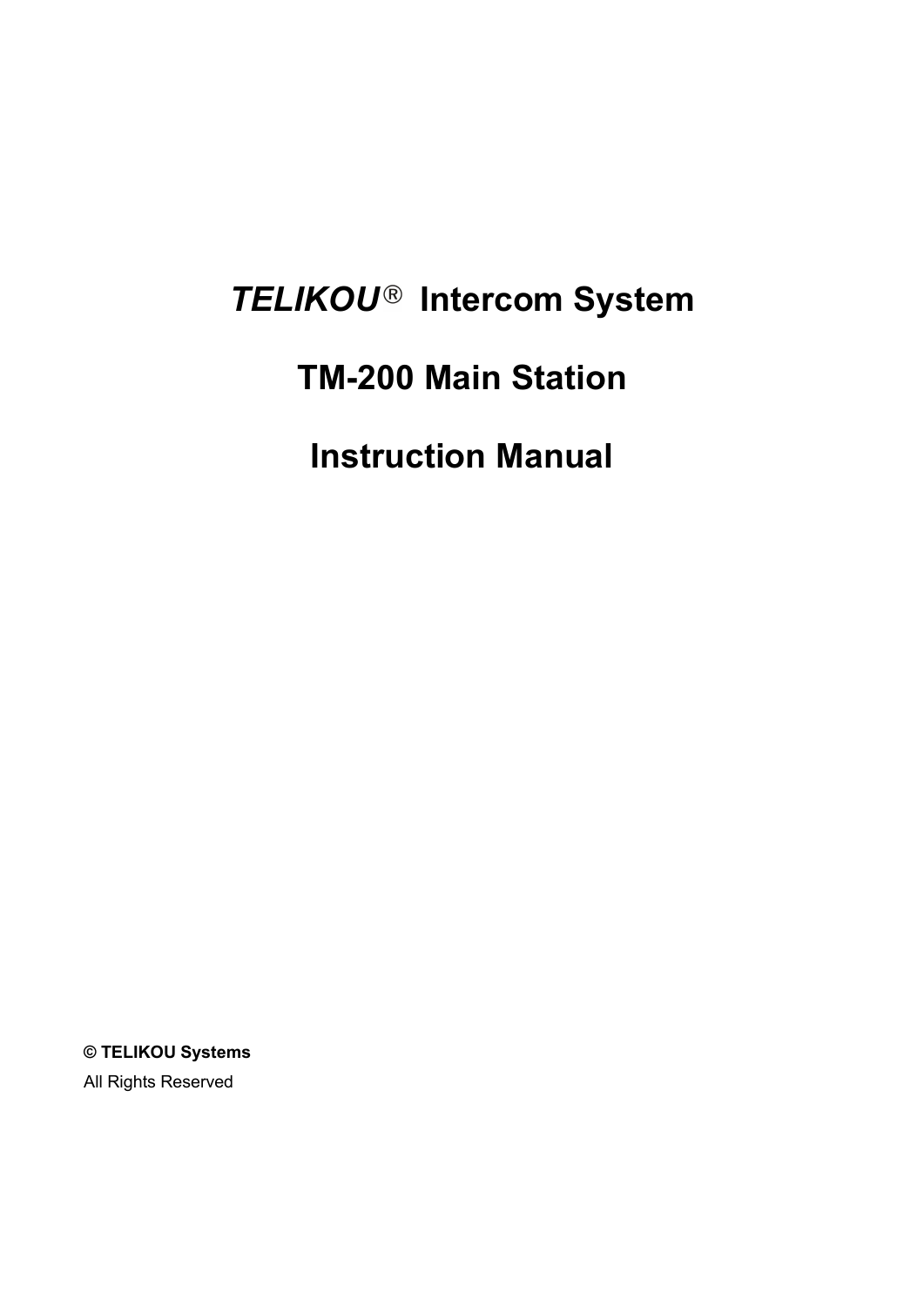# *TELIKOU®* Intercom System

# TM-200 Main Station

# Instruction Manual

**© TELIKOU Systems**

All Rights Reserved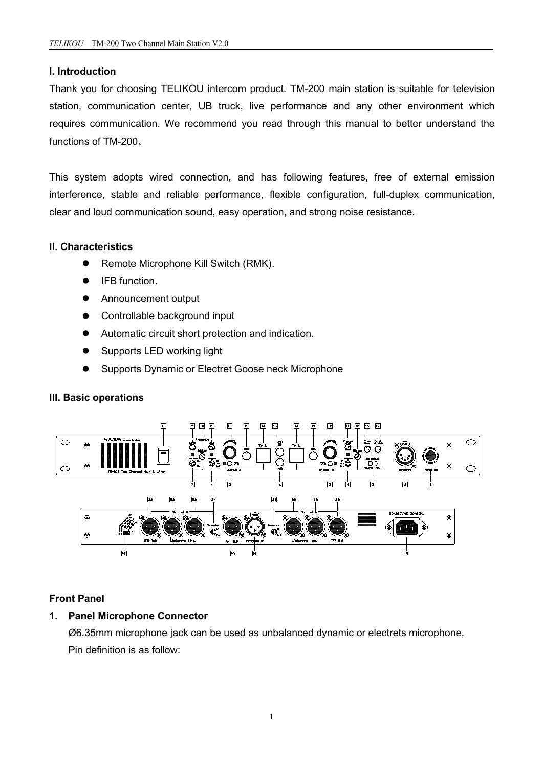## I. Introduction

Thank you for choosing TELIKOU intercom product. TM-200 main station is suitable for television station, communication center, UB truck, live performance and any other environment which requires communication. We recommend you read through this manual to better understand the functions of TM-200。

This system adopts wired connection, and has following features, free of external emission interference, stable and reliable performance, flexible configuration, full-duplex communication, clear and loud communication sound, easy operation, and strong noise resistance.

## II. Characteristics

- Remote Microphone Kill Switch (RMK).
- IFB function.
- Announcement output
- Controllable background input
- Automatic circuit short protection and indication.
- Supports LED working light
- Supports Dynamic or Electret Goose neck Microphone

## III. Basic operations

### Front Panel

**1. Panel Microphone Connector**

Ø6.35mm microphone jack can be used as unbalanced dynamic or electrets microphone. Pin definition is as follow: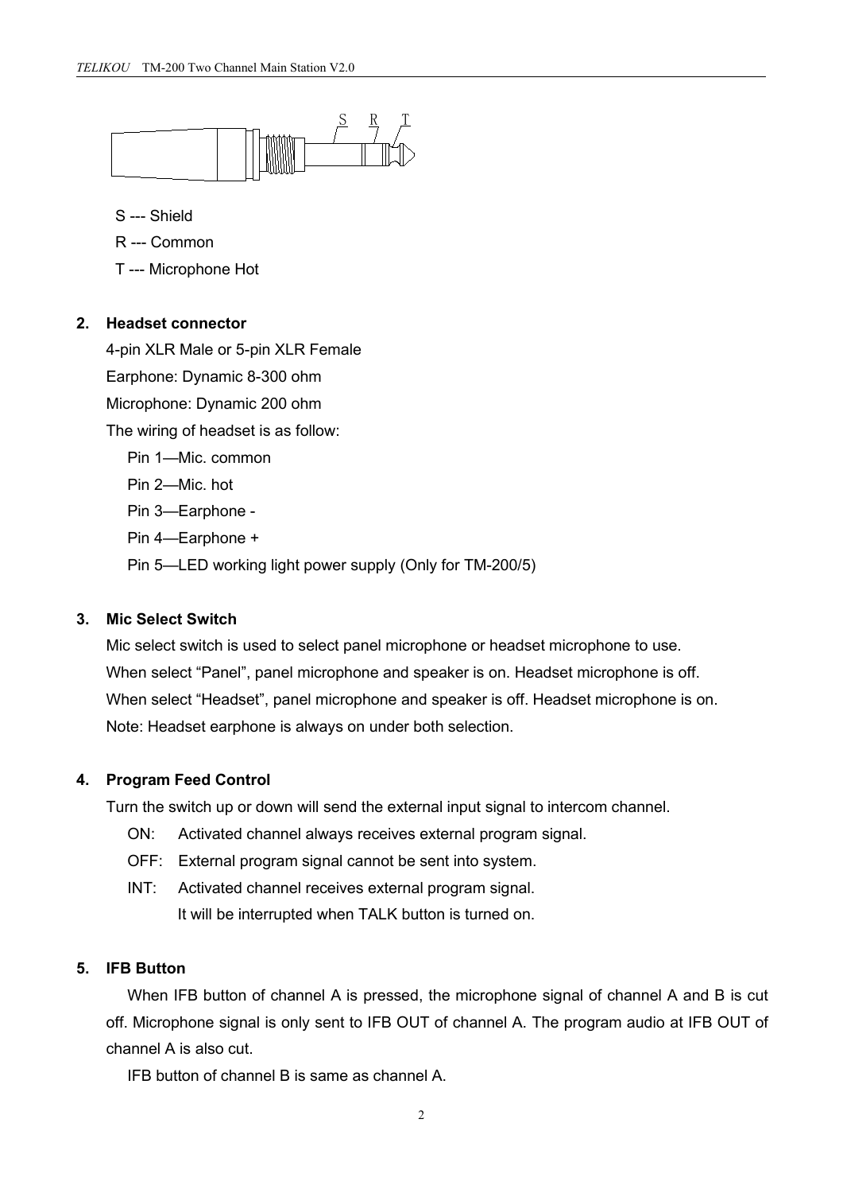S --- Shield

R --- Common

T --- Microphone Hot

**2. Headset connector**

4-pin XLR Male or 5-pin XLR Female

Earphone: Dynamic 8-300 ohm

Microphone: Dynamic 200 ohm

The wiring of headset is as follow:

Pin 1—Mic. common

Pin 2—Mic. hot

Pin 3—Earphone -

Pin 4—Earphone +

Pin 5—LED working light power supply (Only for TM-200/5)

**3. Mic Select Switch**

Mic select switch is used to select panel microphone or headset microphone to use.

When select “Panel”, panel microphone and speaker is on. Headset microphone is off.

When select “Headset”, panel microphone and speaker is off. Headset microphone is on.

Note: Headset earphone is always on under both selection.

**4. Program Feed Control**

Turn the switch up or down will send the external input signal to intercom channel.

ON: Activated channel always receives external program signal.

OFF: External program signal cannot be sent into system.

INT: Activated channel receives external program signal.
It will be interrupted when TALK button is turned on.

**5. IFB Button**

When IFB button of channel A is pressed, the microphone signal of channel A and B is cut off. Microphone signal is only sent to IFB OUT of channel A. The program audio at IFB OUT of channel A is also cut.

IFB button of channel B is same as channel A.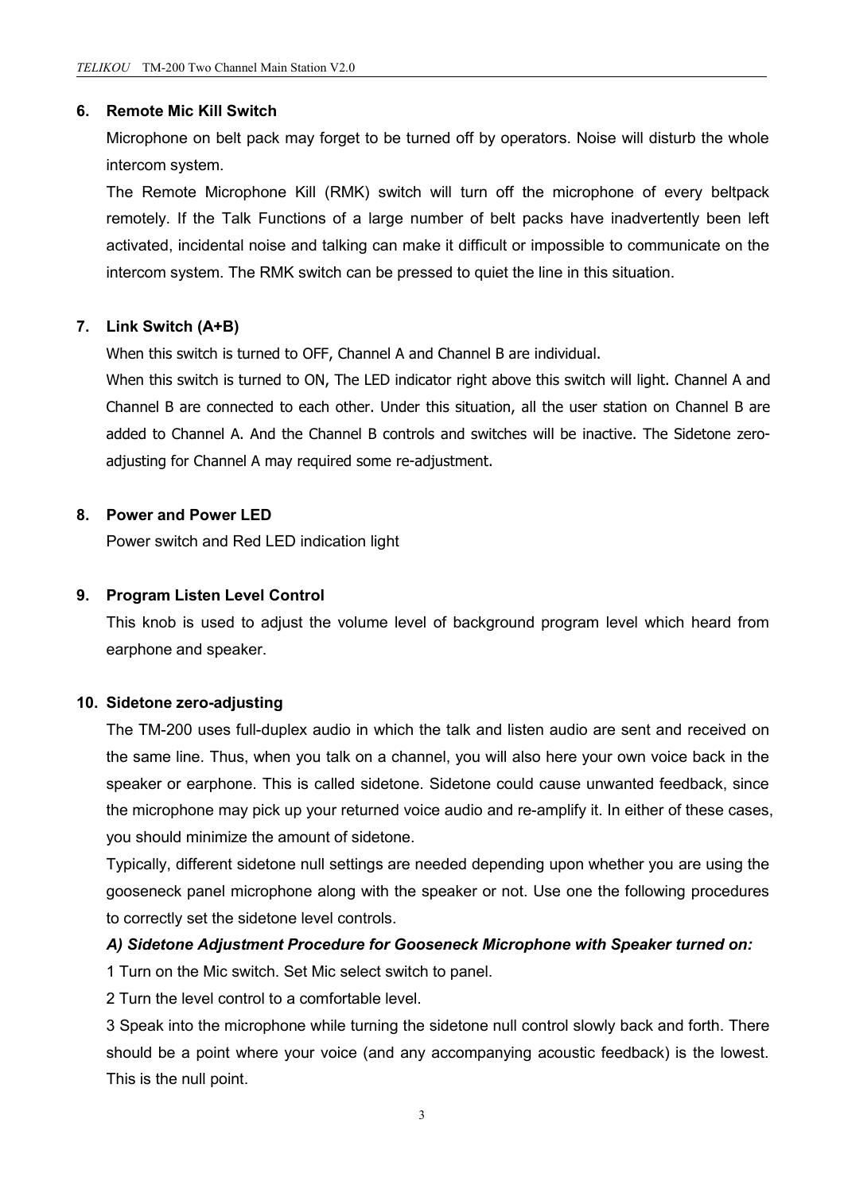### 6. Remote Mic Kill Switch

Microphone on belt pack may forget to be turned off by operators. Noise will disturb the whole intercom system.

The Remote Microphone Kill (RMK) switch will turn off the microphone of every beltpack remotely. If the Talk Functions of a large number of belt packs have inadvertently been left activated, incidental noise and talking can make it difficult or impossible to communicate on the intercom system. The RMK switch can be pressed to quiet the line in this situation.

### 7. Link Switch (A+B)

When this switch is turned to OFF, Channel A and Channel B are individual.

When this switch is turned to ON, The LED indicator right above this switch will light. Channel A and Channel B are connected to each other. Under this situation, all the user station on Channel B are added to Channel A. And the Channel B controls and switches will be inactive. The Sidetone zero-adjusting for Channel A may required some re-adjustment.

### 8. Power and Power LED

Power switch and Red LED indication light

### 9. Program Listen Level Control

This knob is used to adjust the volume level of background program level which heard from earphone and speaker.

### 10. Sidetone zero-adjusting

The TM-200 uses full-duplex audio in which the talk and listen audio are sent and received on the same line. Thus, when you talk on a channel, you will also here your own voice back in the speaker or earphone. This is called sidetone. Sidetone could cause unwanted feedback, since the microphone may pick up your returned voice audio and re-amplify it. In either of these cases, you should minimize the amount of sidetone.

Typically, different sidetone null settings are needed depending upon whether you are using the gooseneck panel microphone along with the speaker or not. Use one the following procedures to correctly set the sidetone level controls.

***A) Sidetone Adjustment Procedure for Gooseneck Microphone with Speaker turned on:***

1 Turn on the Mic switch. Set Mic select switch to panel.

2 Turn the level control to a comfortable level.

3 Speak into the microphone while turning the sidetone null control slowly back and forth. There should be a point where your voice (and any accompanying acoustic feedback) is the lowest. This is the null point.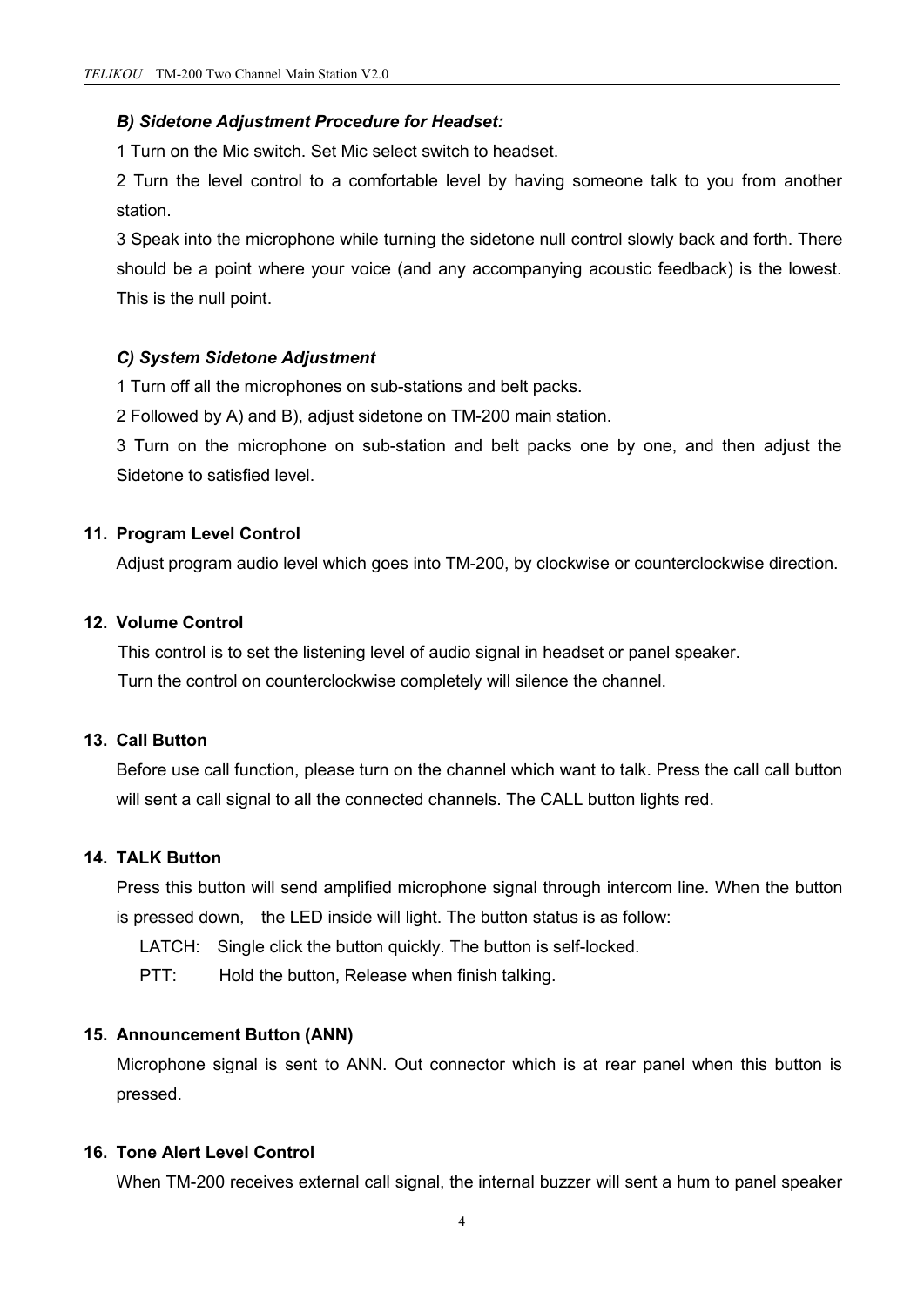***B) Sidetone Adjustment Procedure for Headset:***

1 Turn on the Mic switch. Set Mic select switch to headset.

2 Turn the level control to a comfortable level by having someone talk to you from another station.

3 Speak into the microphone while turning the sidetone null control slowly back and forth. There should be a point where your voice (and any accompanying acoustic feedback) is the lowest. This is the null point.

***C) System Sidetone Adjustment***

1 Turn off all the microphones on sub-stations and belt packs.

2 Followed by A) and B), adjust sidetone on TM-200 main station.

3 Turn on the microphone on sub-station and belt packs one by one, and then adjust the Sidetone to satisfied level.

**11. Program Level Control**

Adjust program audio level which goes into TM-200, by clockwise or counterclockwise direction.

**12. Volume Control**

This control is to set the listening level of audio signal in headset or panel speaker.
Turn the control on counterclockwise completely will silence the channel.

**13. Call Button**

Before use call function, please turn on the channel which want to talk. Press the call call button will sent a call signal to all the connected channels. The CALL button lights red.

**14. TALK Button**

Press this button will send amplified microphone signal through intercom line. When the button is pressed down, the LED inside will light. The button status is as follow:

LATCH: Single click the button quickly. The button is self-locked.

PTT: Hold the button, Release when finish talking.

**15. Announcement Button (ANN)**

Microphone signal is sent to ANN. Out connector which is at rear panel when this button is pressed.

**16. Tone Alert Level Control**

When TM-200 receives external call signal, the internal buzzer will sent a hum to panel speaker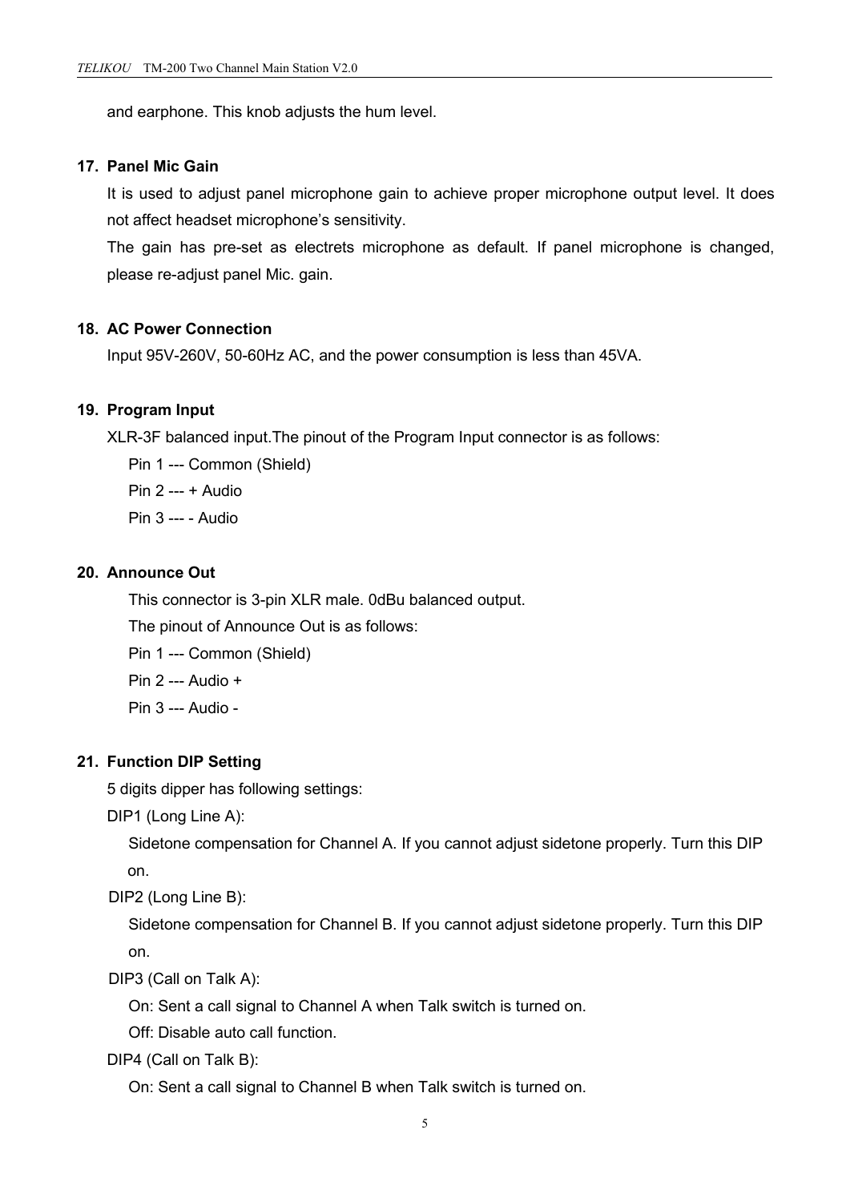and earphone. This knob adjusts the hum level.

**17. Panel Mic Gain**

It is used to adjust panel microphone gain to achieve proper microphone output level. It does not affect headset microphone's sensitivity.

The gain has pre-set as electrets microphone as default. If panel microphone is changed, please re-adjust panel Mic. gain.

**18. AC Power Connection**

Input 95V-260V, 50-60Hz AC, and the power consumption is less than 45VA.

**19. Program Input**

XLR-3F balanced input.The pinout of the Program Input connector is as follows:

Pin 1 --- Common (Shield)

Pin 2 --- + Audio

Pin 3 --- - Audio

**20. Announce Out**

This connector is 3-pin XLR male. 0dBu balanced output.

The pinout of Announce Out is as follows:

Pin 1 --- Common (Shield)

Pin 2 --- Audio +

Pin 3 --- Audio -

**21. Function DIP Setting**

5 digits dipper has following settings:

DIP1 (Long Line A):

Sidetone compensation for Channel A. If you cannot adjust sidetone properly. Turn this DIP on.

DIP2 (Long Line B):

Sidetone compensation for Channel B. If you cannot adjust sidetone properly. Turn this DIP on.

DIP3 (Call on Talk A):

On: Sent a call signal to Channel A when Talk switch is turned on.

Off: Disable auto call function.

DIP4 (Call on Talk B):

On: Sent a call signal to Channel B when Talk switch is turned on.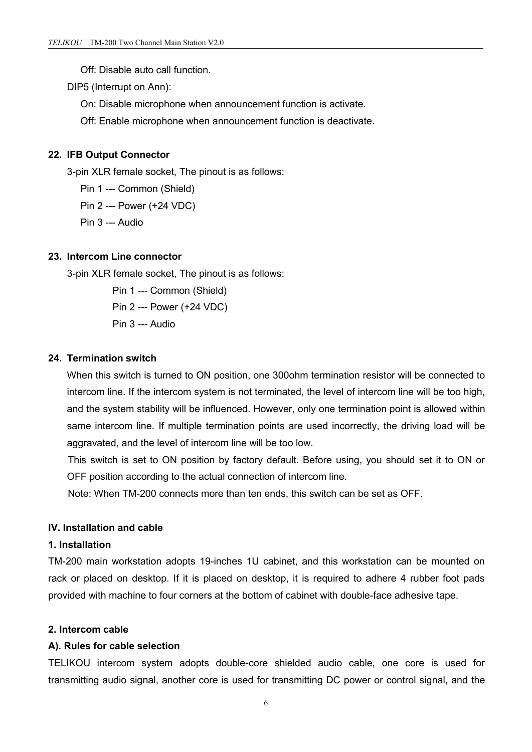Off: Disable auto call function.

DIP5 (Interrupt on Ann):

On: Disable microphone when announcement function is activate.

Off: Enable microphone when announcement function is deactivate.

**22. IFB Output Connector**

3-pin XLR female socket, The pinout is as follows:

Pin 1 --- Common (Shield)

Pin 2 --- Power (+24 VDC)

Pin 3 --- Audio

**23. Intercom Line connector**

3-pin XLR female socket, The pinout is as follows:

Pin 1 --- Common (Shield)

Pin 2 --- Power (+24 VDC)

Pin 3 --- Audio

**24. Termination switch**

When this switch is turned to ON position, one 300ohm termination resistor will be connected to intercom line. If the intercom system is not terminated, the level of intercom line will be too high, and the system stability will be influenced. However, only one termination point is allowed within same intercom line. If multiple termination points are used incorrectly, the driving load will be aggravated, and the level of intercom line will be too low.

This switch is set to ON position by factory default. Before using, you should set it to ON or OFF position according to the actual connection of intercom line.

Note: When TM-200 connects more than ten ends, this switch can be set as OFF.

**IV. Installation and cable**

**1. Installation**

TM-200 main workstation adopts 19-inches 1U cabinet, and this workstation can be mounted on rack or placed on desktop. If it is placed on desktop, it is required to adhere 4 rubber foot pads provided with machine to four corners at the bottom of cabinet with double-face adhesive tape.

**2. Intercom cable**

**A). Rules for cable selection**

TELIKOU intercom system adopts double-core shielded audio cable, one core is used for transmitting audio signal, another core is used for transmitting DC power or control signal, and the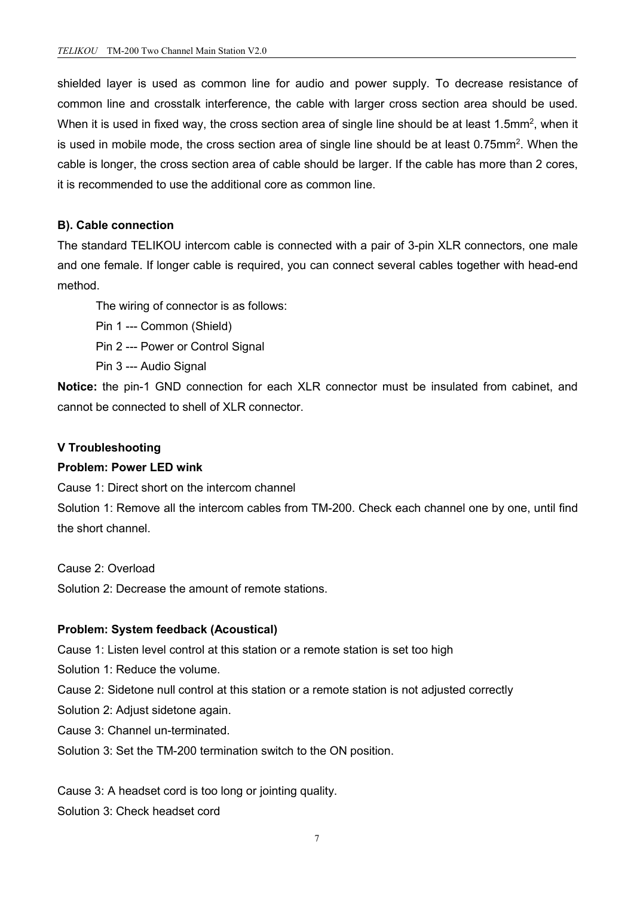shielded layer is used as common line for audio and power supply. To decrease resistance of common line and crosstalk interference, the cable with larger cross section area should be used. When it is used in fixed way, the cross section area of single line should be at least $1.5mm^2$, when it is used in mobile mode, the cross section area of single line should be at least $0.75mm^2$. When the cable is longer, the cross section area of cable should be larger. If the cable has more than 2 cores, it is recommended to use the additional core as common line.

**B). Cable connection**

The standard TELIKOU intercom cable is connected with a pair of 3-pin XLR connectors, one male and one female. If longer cable is required, you can connect several cables together with head-end method.

The wiring of connector is as follows:

Pin 1 --- Common (Shield)

Pin 2 --- Power or Control Signal

Pin 3 --- Audio Signal

**Notice:** the pin-1 GND connection for each XLR connector must be insulated from cabinet, and cannot be connected to shell of XLR connector.

## V Troubleshooting

**Problem: Power LED wink**

Cause 1: Direct short on the intercom channel

Solution 1: Remove all the intercom cables from TM-200. Check each channel one by one, until find the short channel.

Cause 2: Overload

Solution 2: Decrease the amount of remote stations.

**Problem: System feedback (Acoustical)**

Cause 1: Listen level control at this station or a remote station is set too high

Solution 1: Reduce the volume.

Cause 2: Sidetone null control at this station or a remote station is not adjusted correctly

Solution 2: Adjust sidetone again.

Cause 3: Channel un-terminated.

Solution 3: Set the TM-200 termination switch to the ON position.

Cause 3: A headset cord is too long or jointing quality.

Solution 3: Check headset cord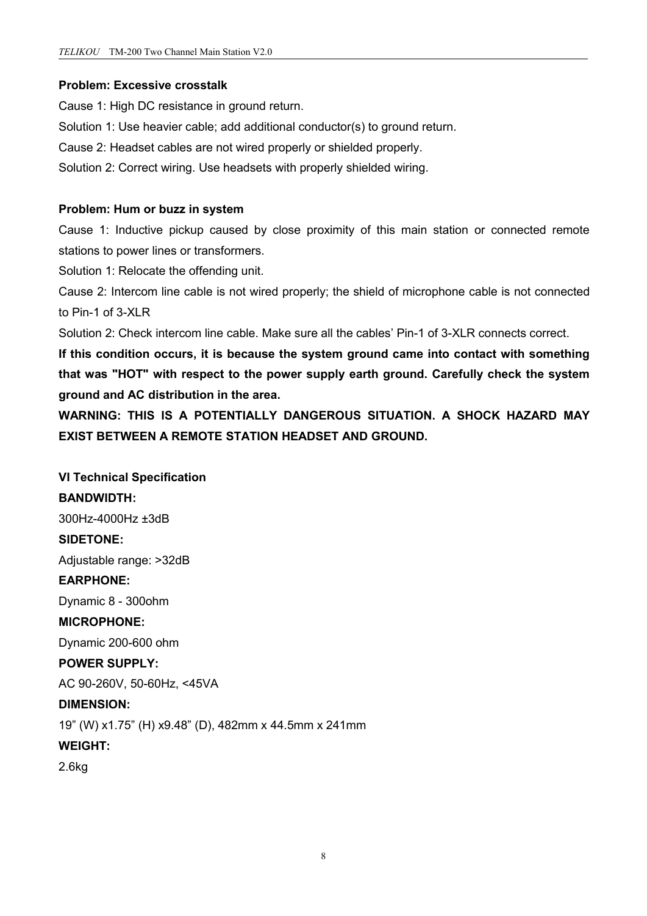**Problem: Excessive crosstalk**

Cause 1: High DC resistance in ground return.

Solution 1: Use heavier cable; add additional conductor(s) to ground return.

Cause 2: Headset cables are not wired properly or shielded properly.

Solution 2: Correct wiring. Use headsets with properly shielded wiring.

**Problem: Hum or buzz in system**

Cause 1: Inductive pickup caused by close proximity of this main station or connected remote stations to power lines or transformers.

Solution 1: Relocate the offending unit.

Cause 2: Intercom line cable is not wired properly; the shield of microphone cable is not connected to Pin-1 of 3-XLR

Solution 2: Check intercom line cable. Make sure all the cables' Pin-1 of 3-XLR connects correct.

**If this condition occurs, it is because the system ground came into contact with something that was "HOT" with respect to the power supply earth ground. Carefully check the system ground and AC distribution in the area.**

**WARNING: THIS IS A POTENTIALLY DANGEROUS SITUATION. A SHOCK HAZARD MAY EXIST BETWEEN A REMOTE STATION HEADSET AND GROUND.**

## VI Technical Specification

**BANDWIDTH:**

300Hz-4000Hz ±3dB

**SIDETONE:**

Adjustable range: >32dB

**EARPHONE:**

Dynamic 8 - 300ohm

**MICROPHONE:**

Dynamic 200-600 ohm

**POWER SUPPLY:**

AC 90-260V, 50-60Hz, <45VA

**DIMENSION:**

19" (W) x1.75" (H) x9.48" (D), 482mm x 44.5mm x 241mm

**WEIGHT:**

2.6kg